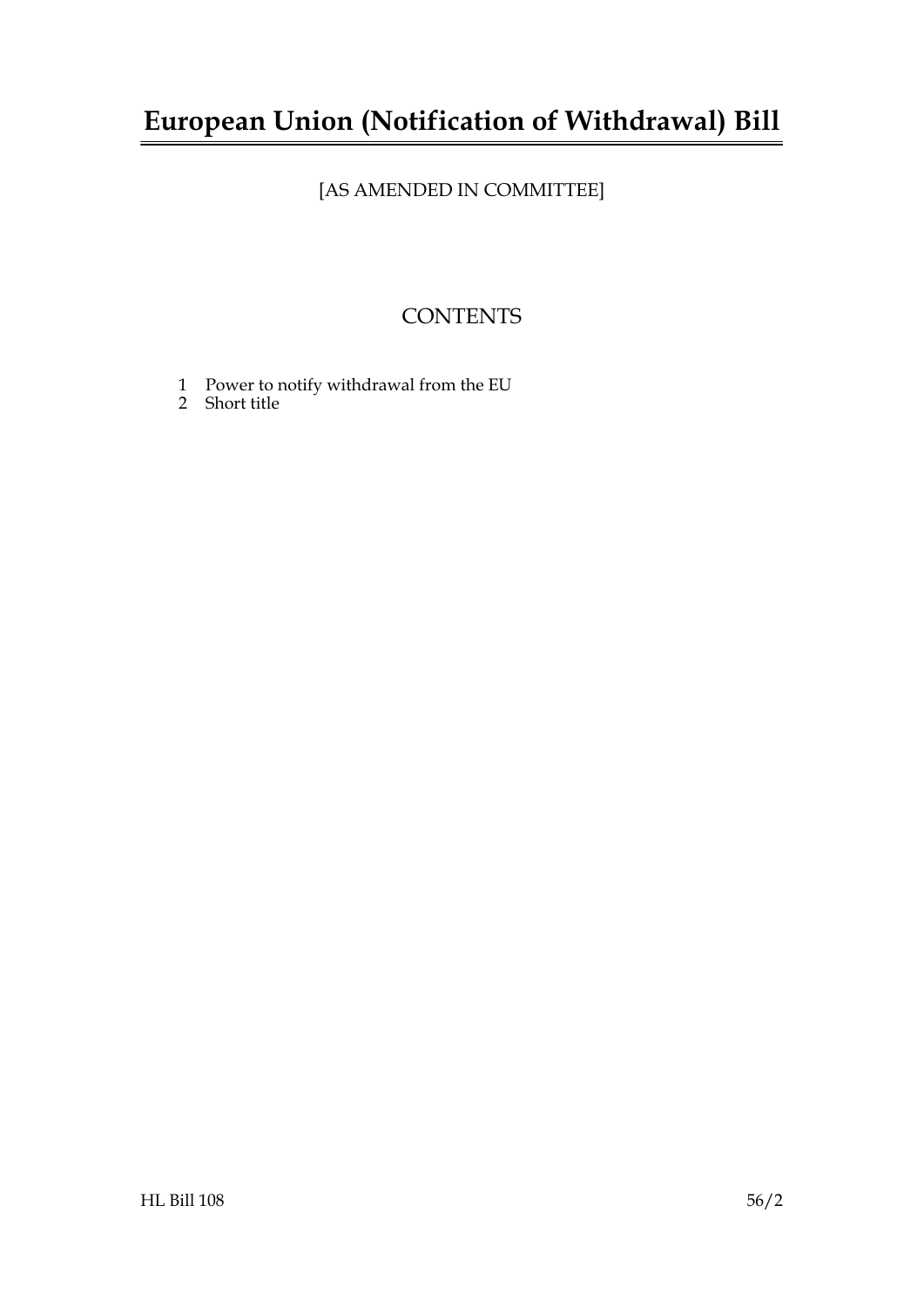# European Union (Notification of Withdrawal) Bill

[AS AMENDED IN COMMITTEE]

## CONTENTS

1 Power to notify withdrawal from the EU
2 Short title

HL Bill 108 56/2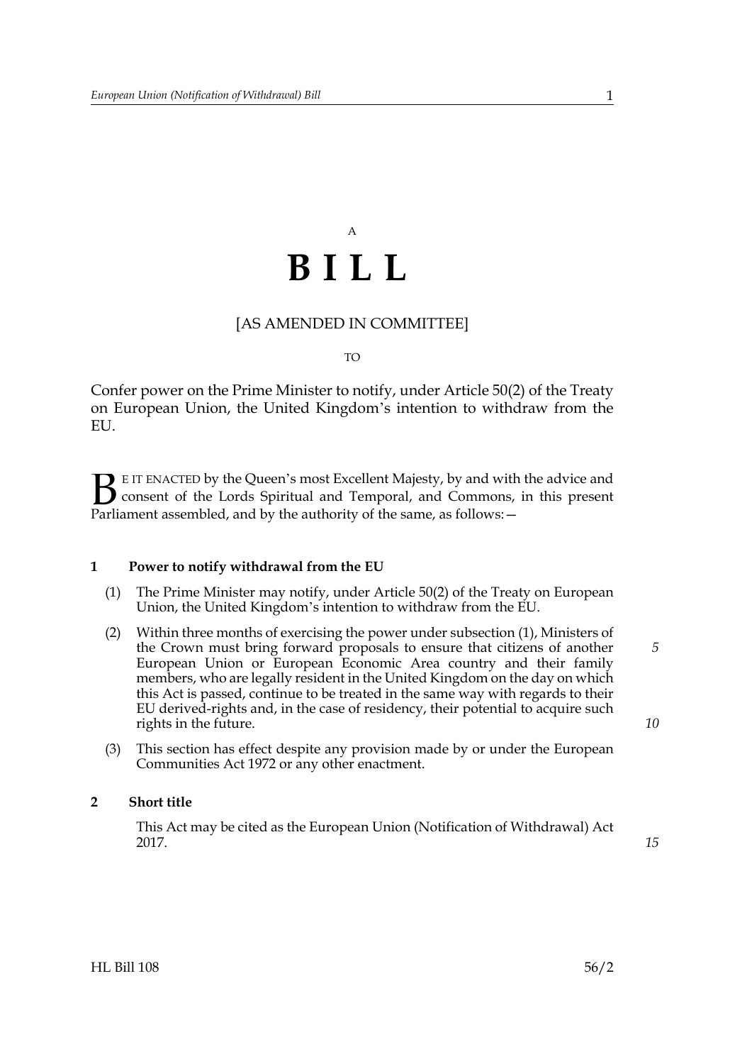A

# B I L L

[AS AMENDED IN COMMITTEE]

TO

Confer power on the Prime Minister to notify, under Article 50(2) of the Treaty on European Union, the United Kingdom's intention to withdraw from the EU.

BE IT ENACTED by the Queen's most Excellent Majesty, by and with the advice and consent of the Lords Spiritual and Temporal, and Commons, in this present Parliament assembled, and by the authority of the same, as follows:—

## 1 Power to notify withdrawal from the EU

(1) The Prime Minister may notify, under Article 50(2) of the Treaty on European Union, the United Kingdom's intention to withdraw from the EU.

(2) Within three months of exercising the power under subsection (1), Ministers of the Crown must bring forward proposals to ensure that citizens of another European Union or European Economic Area country and their family members, who are legally resident in the United Kingdom on the day on which this Act is passed, continue to be treated in the same way with regards to their EU derived-rights and, in the case of residency, their potential to acquire such rights in the future.

(3) This section has effect despite any provision made by or under the European Communities Act 1972 or any other enactment.

## 2 Short title

This Act may be cited as the European Union (Notification of Withdrawal) Act 2017.

HL Bill 108 56/2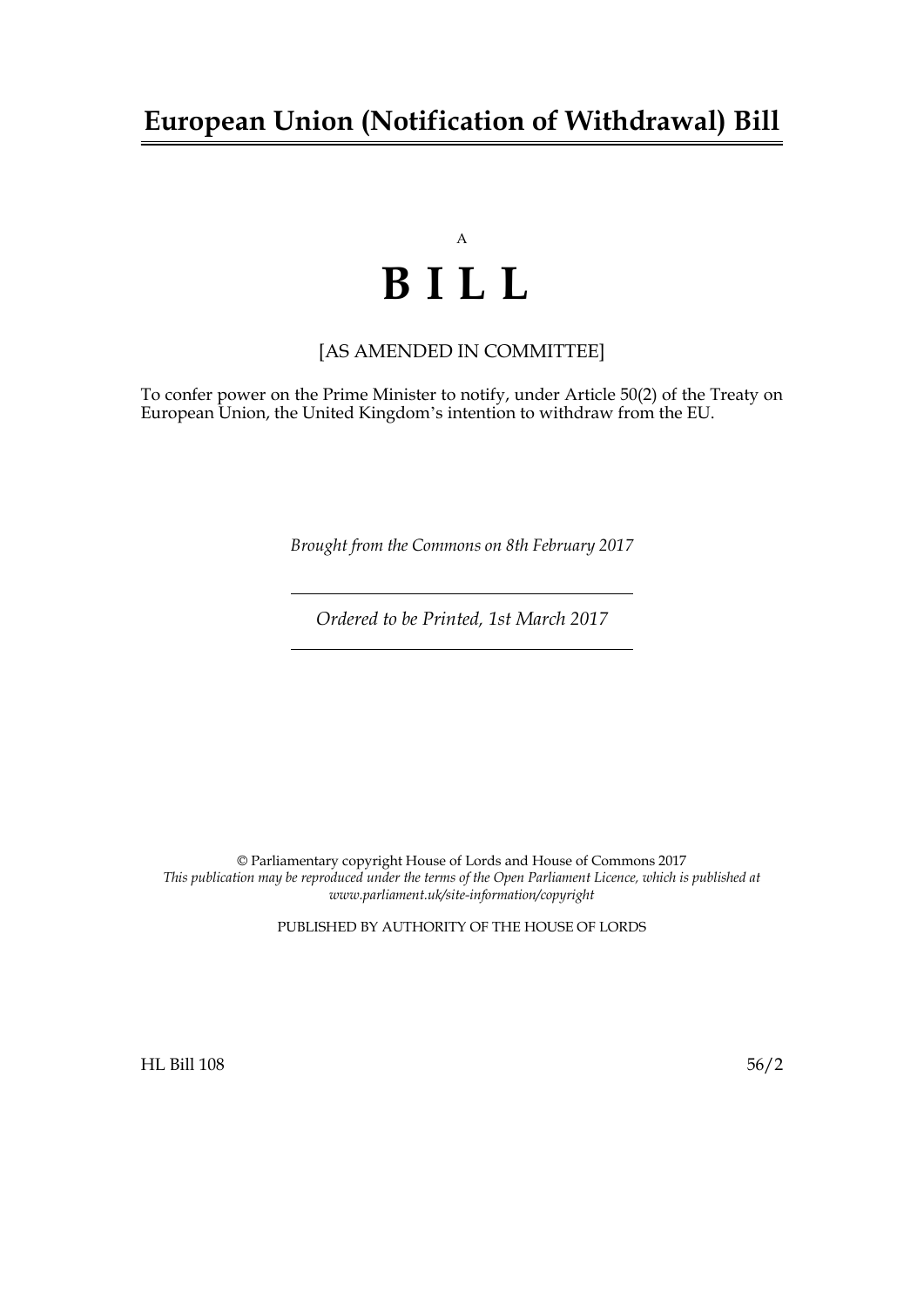# European Union (Notification of Withdrawal) Bill

A

# B I L L

[AS AMENDED IN COMMITTEE]

To confer power on the Prime Minister to notify, under Article 50(2) of the Treaty on European Union, the United Kingdom's intention to withdraw from the EU.

*Brought from the Commons on 8th February 2017*

*Ordered to be Printed, 1st March 2017*

© Parliamentary copyright House of Lords and House of Commons 2017
*This publication may be reproduced under the terms of the Open Parliament Licence, which is published at www.parliament.uk/site-information/copyright*

PUBLISHED BY AUTHORITY OF THE HOUSE OF LORDS

HL Bill 108 56/2